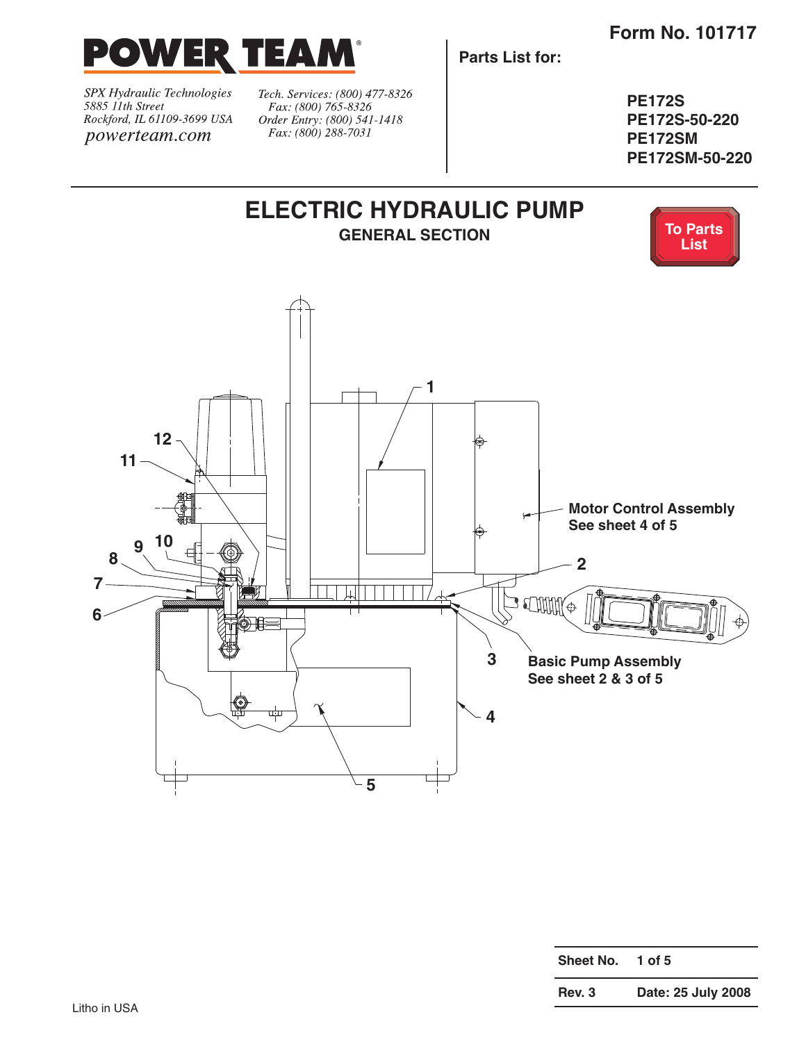**POWER TEAM**®

*SPX Hydraulic Technologies*
*5885 11th Street*
*Rockford, IL 61109-3699 USA*
*powerteam.com*

*Tech. Services: (800) 477-8326*
*Fax: (800) 765-8326*
*Order Entry: (800) 541-1418*
*Fax: (800) 288-7031*

**Form No. 101717**

**Parts List for:**

**PE172S**
**PE172S-50-220**
**PE172SM**
**PE172SM-50-220**

# ELECTRIC HYDRAULIC PUMP

## GENERAL SECTION

To Parts List

1

12

11

10

9

8

7

6

Motor Control Assembly
See sheet 4 of 5

2

3

Basic Pump Assembly
See sheet 2 & 3 of 5

4

5

| Sheet No. | 1 of 5 |
|---|---|
| Rev. 3 | Date: 25 July 2008 |

Litho in USA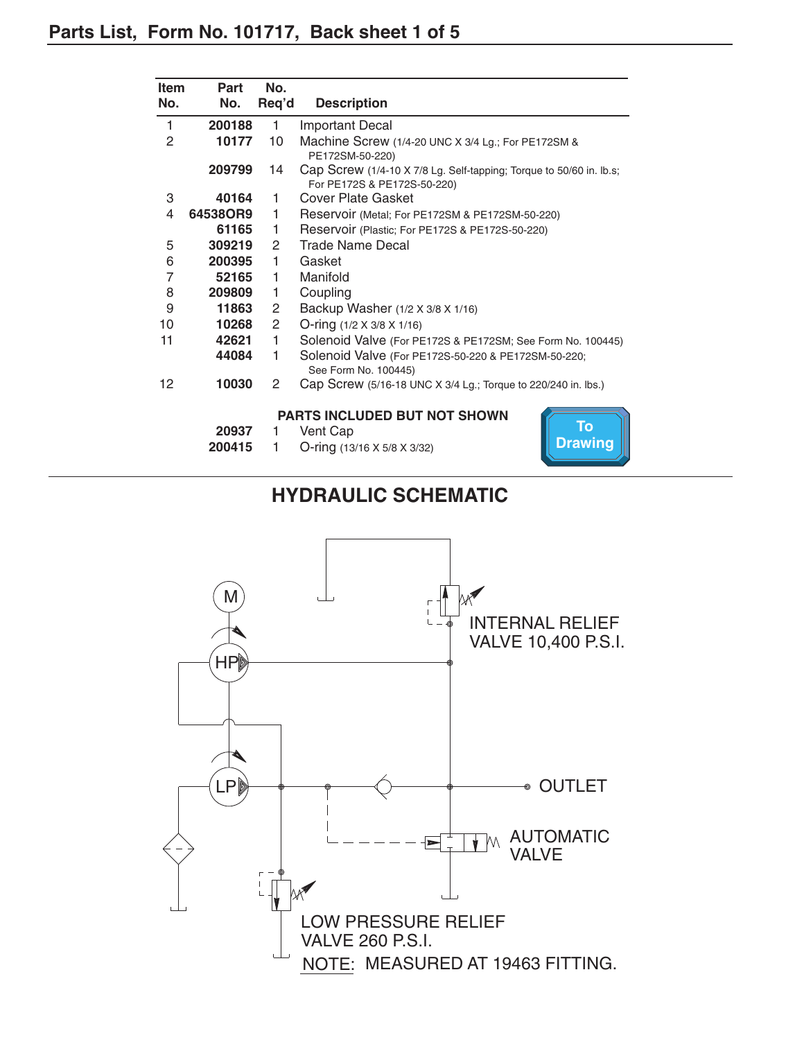## Parts List, Form No. 101717, Back sheet 1 of 5

| Item No. | Part No. | No. Req'd | Description |
|---|---|---|---|
| 1 | **200188** | 1 | Important Decal |
| 2 | **10177** | 10 | Machine Screw (1/4-20 UNC X 3/4 Lg.; For PE172SM & PE172SM-50-220) |
| | **209799** | 14 | Cap Screw (1/4-10 X 7/8 Lg. Self-tapping; Torque to 50/60 in. lb.s; For PE172S & PE172S-50-220) |
| 3 | **40164** | 1 | Cover Plate Gasket |
| 4 | **64538OR9** | 1 | Reservoir (Metal; For PE172SM & PE172SM-50-220) |
| | **61165** | 1 | Reservoir (Plastic; For PE172S & PE172S-50-220) |
| 5 | **309219** | 2 | Trade Name Decal |
| 6 | **200395** | 1 | Gasket |
| 7 | **52165** | 1 | Manifold |
| 8 | **209809** | 1 | Coupling |
| 9 | **11863** | 2 | Backup Washer (1/2 X 3/8 X 1/16) |
| 10 | **10268** | 2 | O-ring (1/2 X 3/8 X 1/16) |
| 11 | **42621** | 1 | Solenoid Valve (For PE172S & PE172SM; See Form No. 100445) |
| | **44084** | 1 | Solenoid Valve (For PE172S-50-220 & PE172SM-50-220; See Form No. 100445) |
| 12 | **10030** | 2 | Cap Screw (5/16-18 UNC X 3/4 Lg.; Torque to 220/240 in. lbs.) |
| | | | **PARTS INCLUDED BUT NOT SHOWN** |
| | **20937** | 1 | Vent Cap |
| | **200415** | 1 | O-ring (13/16 X 5/8 X 3/32) |

To Drawing

## HYDRAULIC SCHEMATIC

M

HP

LP

INTERNAL RELIEF VALVE 10,400 P.S.I.

OUTLET

AUTOMATIC VALVE

LOW PRESSURE RELIEF VALVE 260 P.S.I.

NOTE: MEASURED AT 19463 FITTING.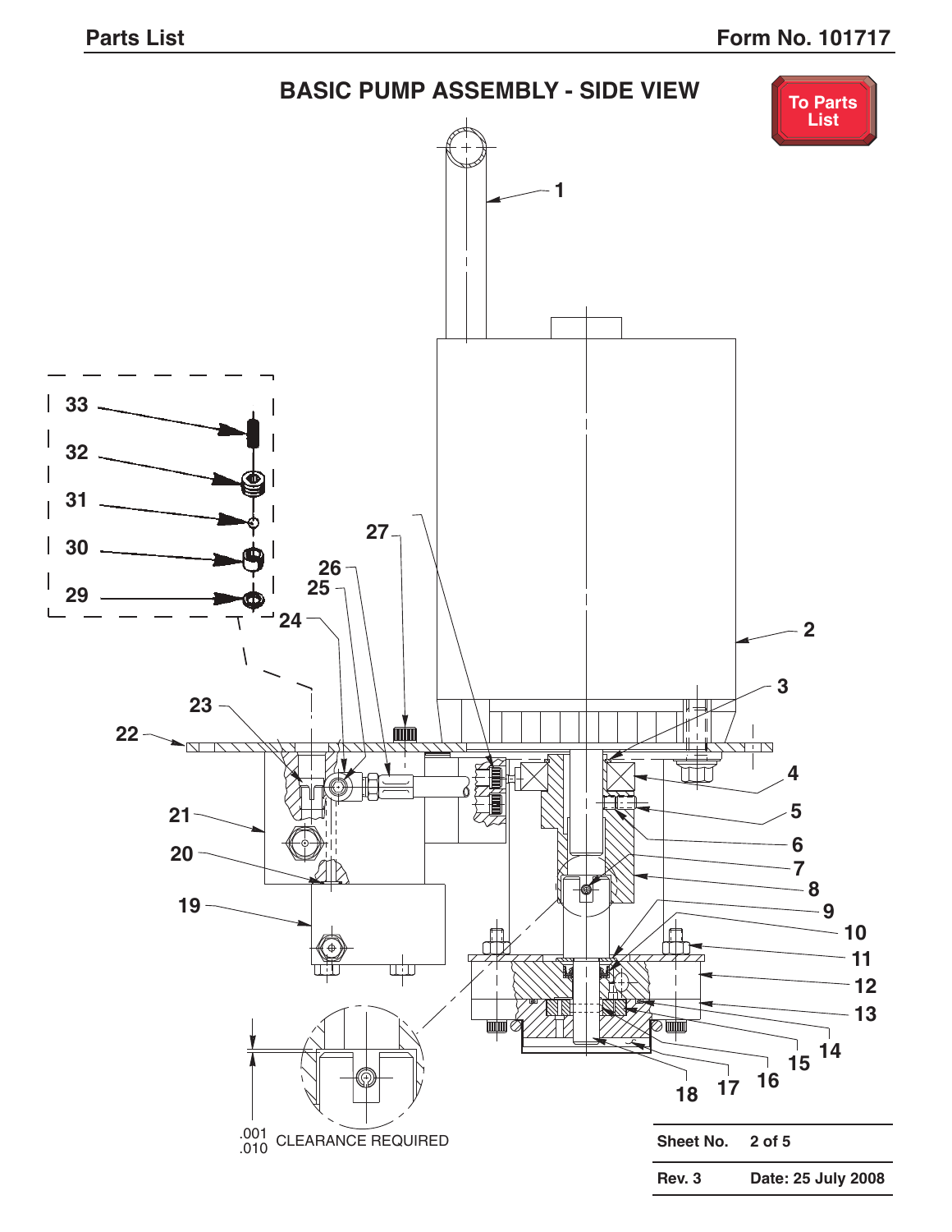# BASIC PUMP ASSEMBLY - SIDE VIEW

To Parts List

1
2
3
4
5
6
7
8
9
10
11
12
13
14
15
16
17
18
19
20
21
22
23
24
25
26
27
29
30
31
32
33

.001
.010 CLEARANCE REQUIRED

| Sheet No. | 2 of 5 |
|---|---|
| Rev. 3 | Date: 25 July 2008 |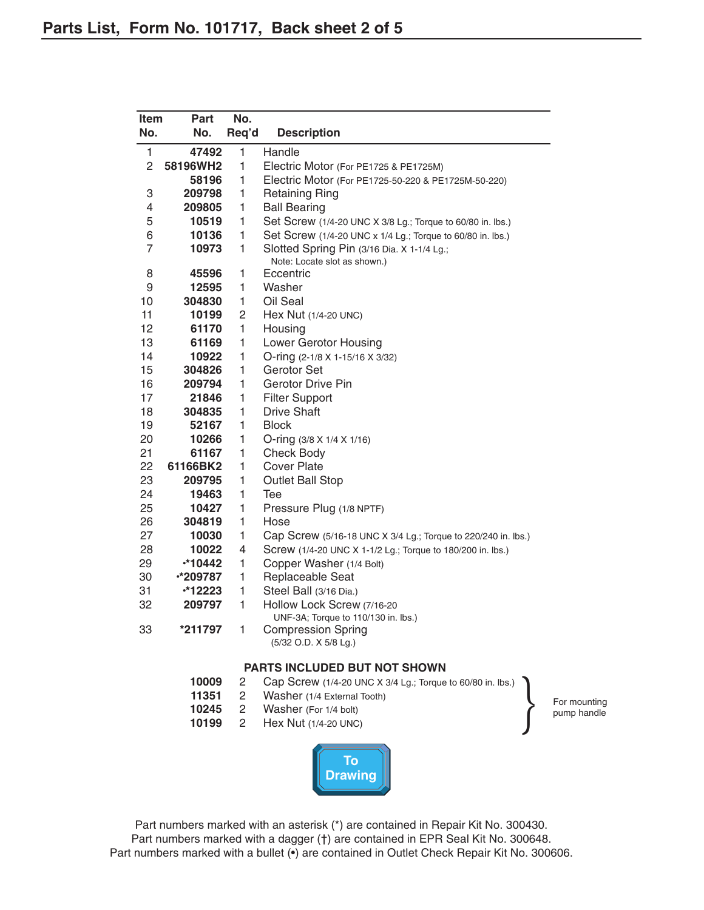# Parts List, Form No. 101717, Back sheet 2 of 5

| Item No. | Part No. | No. Req'd | Description |
|---|---|---|---|
| 1 | 47492 | 1 | Handle |
| 2 | 58196WH2 | 1 | Electric Motor (For PE1725 & PE1725M) |
| | 58196 | 1 | Electric Motor (For PE1725-50-220 & PE1725M-50-220) |
| 3 | 209798 | 1 | Retaining Ring |
| 4 | 209805 | 1 | Ball Bearing |
| 5 | 10519 | 1 | Set Screw (1/4-20 UNC X 3/8 Lg.; Torque to 60/80 in. lbs.) |
| 6 | 10136 | 1 | Set Screw (1/4-20 UNC x 1/4 Lg.; Torque to 60/80 in. lbs.) |
| 7 | 10973 | 1 | Slotted Spring Pin (3/16 Dia. X 1-1/4 Lg.; Note: Locate slot as shown.) |
| 8 | 45596 | 1 | Eccentric |
| 9 | 12595 | 1 | Washer |
| 10 | 304830 | 1 | Oil Seal |
| 11 | 10199 | 2 | Hex Nut (1/4-20 UNC) |
| 12 | 61170 | 1 | Housing |
| 13 | 61169 | 1 | Lower Gerotor Housing |
| 14 | 10922 | 1 | O-ring (2-1/8 X 1-15/16 X 3/32) |
| 15 | 304826 | 1 | Gerotor Set |
| 16 | 209794 | 1 | Gerotor Drive Pin |
| 17 | 21846 | 1 | Filter Support |
| 18 | 304835 | 1 | Drive Shaft |
| 19 | 52167 | 1 | Block |
| 20 | 10266 | 1 | O-ring (3/8 X 1/4 X 1/16) |
| 21 | 61167 | 1 | Check Body |
| 22 | 61166BK2 | 1 | Cover Plate |
| 23 | 209795 | 1 | Outlet Ball Stop |
| 24 | 19463 | 1 | Tee |
| 25 | 10427 | 1 | Pressure Plug (1/8 NPTF) |
| 26 | 304819 | 1 | Hose |
| 27 | 10030 | 1 | Cap Screw (5/16-18 UNC X 3/4 Lg.; Torque to 220/240 in. lbs.) |
| 28 | 10022 | 4 | Screw (1/4-20 UNC X 1-1/2 Lg.; Torque to 180/200 in. lbs.) |
| 29 | •*10442 | 1 | Copper Washer (1/4 Bolt) |
| 30 | •*209787 | 1 | Replaceable Seat |
| 31 | •*12223 | 1 | Steel Ball (3/16 Dia.) |
| 32 | 209797 | 1 | Hollow Lock Screw (7/16-20 UNF-3A; Torque to 110/130 in. lbs.) |
| 33 | *211797 | 1 | Compression Spring (5/32 O.D. X 5/8 Lg.) |

**PARTS INCLUDED BUT NOT SHOWN**

| Part No. | No. Req'd | Description | |
|---|---|---|---|
| 10009 | 2 | Cap Screw (1/4-20 UNC X 3/4 Lg.; Torque to 60/80 in. lbs.) | For mounting pump handle |
| 11351 | 2 | Washer (1/4 External Tooth) | For mounting pump handle |
| 10245 | 2 | Washer (For 1/4 bolt) | For mounting pump handle |
| 10199 | 2 | Hex Nut (1/4-20 UNC) | For mounting pump handle |

To Drawing

Part numbers marked with an asterisk (*) are contained in Repair Kit No. 300430.
Part numbers marked with a dagger (†) are contained in EPR Seal Kit No. 300648.
Part numbers marked with a bullet (•) are contained in Outlet Check Repair Kit No. 300606.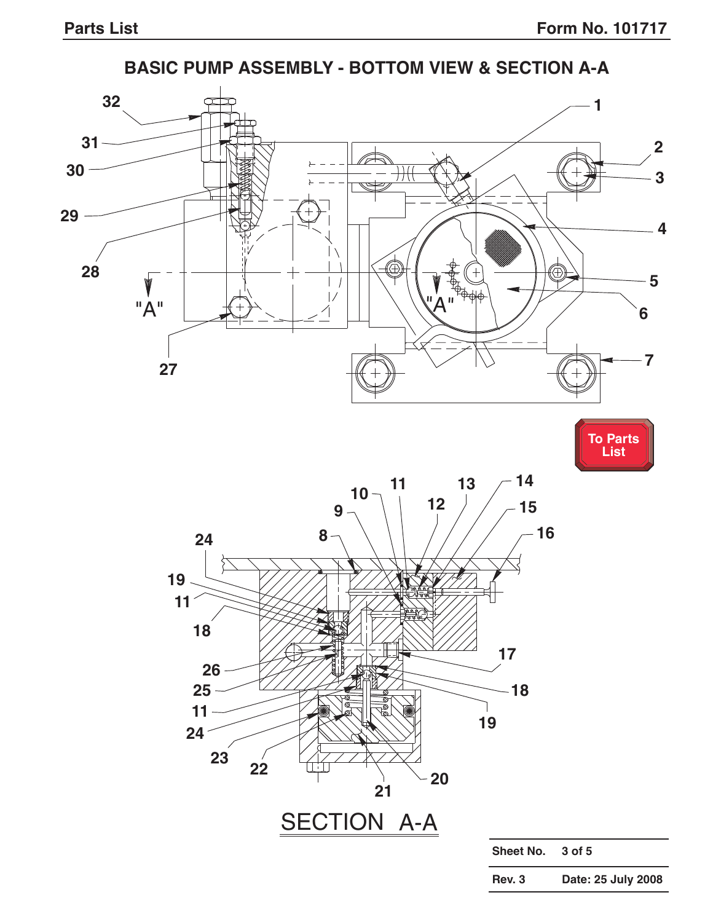## BASIC PUMP ASSEMBLY - BOTTOM VIEW & SECTION A-A

SECTION A-A

To Parts List

| Sheet No. | 3 of 5 |
|---|---|
| Rev. 3 | Date: 25 July 2008 |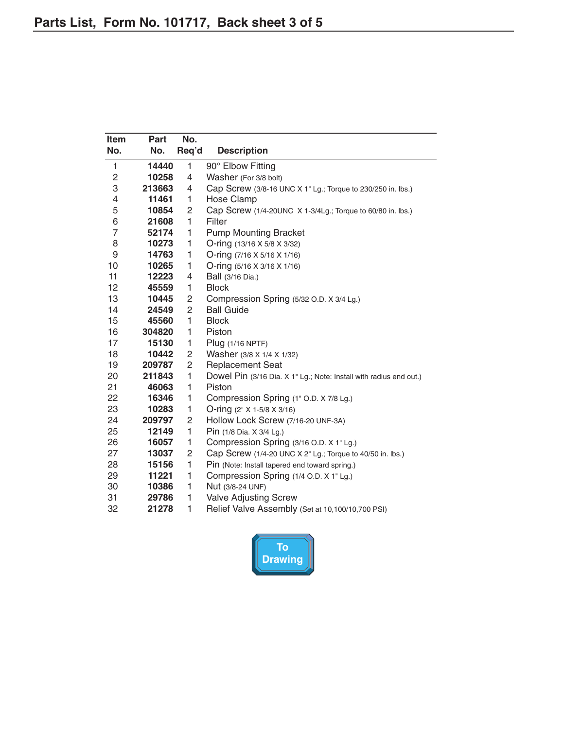## Parts List, Form No. 101717, Back sheet 3 of 5

| Item No. | Part No. | No. Req'd | Description |
|---|---|---|---|
| 1 | **14440** | 1 | 90° Elbow Fitting |
| 2 | **10258** | 4 | Washer (For 3/8 bolt) |
| 3 | **213663** | 4 | Cap Screw (3/8-16 UNC X 1" Lg.; Torque to 230/250 in. lbs.) |
| 4 | **11461** | 1 | Hose Clamp |
| 5 | **10854** | 2 | Cap Screw (1/4-20UNC X 1-3/4Lg.; Torque to 60/80 in. lbs.) |
| 6 | **21608** | 1 | Filter |
| 7 | **52174** | 1 | Pump Mounting Bracket |
| 8 | **10273** | 1 | O-ring (13/16 X 5/8 X 3/32) |
| 9 | **14763** | 1 | O-ring (7/16 X 5/16 X 1/16) |
| 10 | **10265** | 1 | O-ring (5/16 X 3/16 X 1/16) |
| 11 | **12223** | 4 | Ball (3/16 Dia.) |
| 12 | **45559** | 1 | Block |
| 13 | **10445** | 2 | Compression Spring (5/32 O.D. X 3/4 Lg.) |
| 14 | **24549** | 2 | Ball Guide |
| 15 | **45560** | 1 | Block |
| 16 | **304820** | 1 | Piston |
| 17 | **15130** | 1 | Plug (1/16 NPTF) |
| 18 | **10442** | 2 | Washer (3/8 X 1/4 X 1/32) |
| 19 | **209787** | 2 | Replacement Seat |
| 20 | **211843** | 1 | Dowel Pin (3/16 Dia. X 1" Lg.; Note: Install with radius end out.) |
| 21 | **46063** | 1 | Piston |
| 22 | **16346** | 1 | Compression Spring (1" O.D. X 7/8 Lg.) |
| 23 | **10283** | 1 | O-ring (2" X 1-5/8 X 3/16) |
| 24 | **209797** | 2 | Hollow Lock Screw (7/16-20 UNF-3A) |
| 25 | **12149** | 1 | Pin (1/8 Dia. X 3/4 Lg.) |
| 26 | **16057** | 1 | Compression Spring (3/16 O.D. X 1" Lg.) |
| 27 | **13037** | 2 | Cap Screw (1/4-20 UNC X 2" Lg.; Torque to 40/50 in. lbs.) |
| 28 | **15156** | 1 | Pin (Note: Install tapered end toward spring.) |
| 29 | **11221** | 1 | Compression Spring (1/4 O.D. X 1" Lg.) |
| 30 | **10386** | 1 | Nut (3/8-24 UNF) |
| 31 | **29786** | 1 | Valve Adjusting Screw |
| 32 | **21278** | 1 | Relief Valve Assembly (Set at 10,100/10,700 PSI) |

To Drawing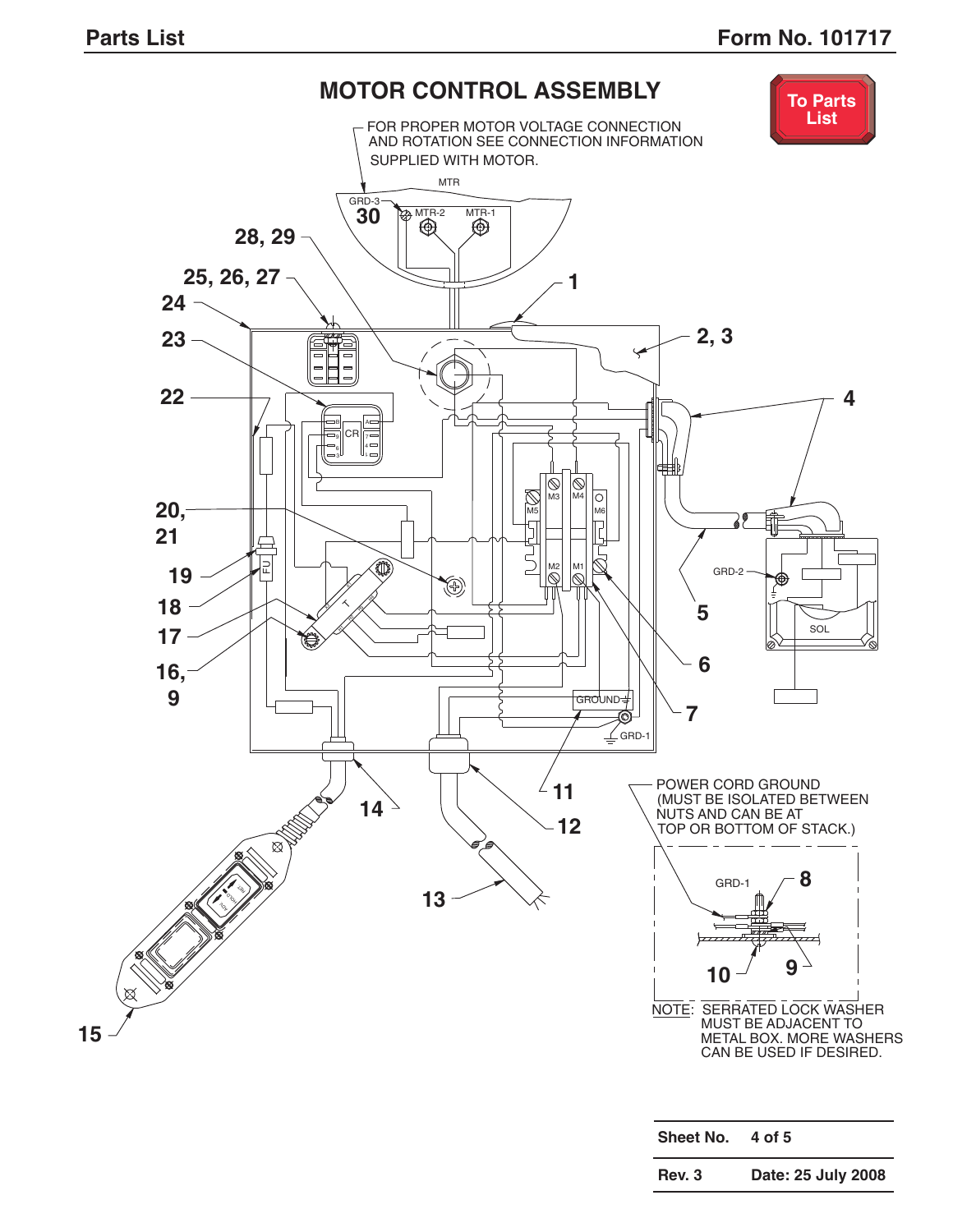# MOTOR CONTROL ASSEMBLY

To Parts List

FOR PROPER MOTOR VOLTAGE CONNECTION AND ROTATION SEE CONNECTION INFORMATION SUPPLIED WITH MOTOR.

MTR

GRD-3 30 MTR-2 MTR-1

28, 29

25, 26, 27

24

23

22

20, 21

19

18

17

16, 9

1

2, 3

4

5

6

7

CR

M3 M4 M5 M6 M2 M1

FU

T

GRD-2

SOL

GROUND

GRD-1

11

12

13

14

15

POWER CORD GROUND (MUST BE ISOLATED BETWEEN NUTS AND CAN BE AT TOP OR BOTTOM OF STACK.)

GRD-1 8

10 9

NOTE: SERRATED LOCK WASHER MUST BE ADJACENT TO METAL BOX. MORE WASHERS CAN BE USED IF DESIRED.

| Sheet No. | 4 of 5 |
|---|---|
| Rev. 3 | Date: 25 July 2008 |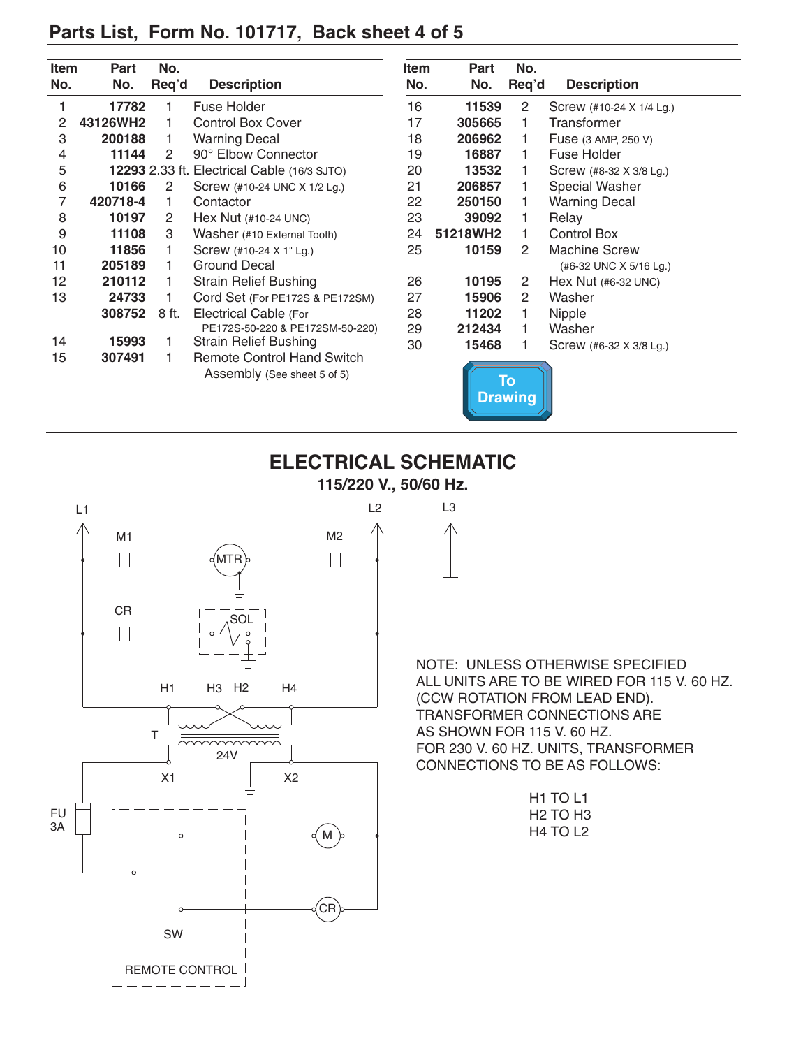## Parts List, Form No. 101717, Back sheet 4 of 5

| Item No. | Part No. | No. Req'd | Description |
|---|---|---|---|
| 1 | **17782** | 1 | Fuse Holder |
| 2 | **43126WH2** | 1 | Control Box Cover |
| 3 | **200188** | 1 | Warning Decal |
| 4 | **11144** | 2 | 90° Elbow Connector |
| 5 | **12293** | 2.33 ft. | Electrical Cable (16/3 SJTO) |
| 6 | **10166** | 2 | Screw (#10-24 UNC X 1/2 Lg.) |
| 7 | **420718-4** | 1 | Contactor |
| 8 | **10197** | 2 | Hex Nut (#10-24 UNC) |
| 9 | **11108** | 3 | Washer (#10 External Tooth) |
| 10 | **11856** | 1 | Screw (#10-24 X 1" Lg.) |
| 11 | **205189** | 1 | Ground Decal |
| 12 | **210112** | 1 | Strain Relief Bushing |
| 13 | **24733** | 1 | Cord Set (For PE172S & PE172SM) |
| | **308752** | 8 ft. | Electrical Cable (For PE172S-50-220 & PE172SM-50-220) |
| 14 | **15993** | 1 | Strain Relief Bushing |
| 15 | **307491** | 1 | Remote Control Hand Switch Assembly (See sheet 5 of 5) |
| 16 | **11539** | 2 | Screw (#10-24 X 1/4 Lg.) |
| 17 | **305665** | 1 | Transformer |
| 18 | **206962** | 1 | Fuse (3 AMP, 250 V) |
| 19 | **16887** | 1 | Fuse Holder |
| 20 | **13532** | 1 | Screw (#8-32 X 3/8 Lg.) |
| 21 | **206857** | 1 | Special Washer |
| 22 | **250150** | 1 | Warning Decal |
| 23 | **39092** | 1 | Relay |
| 24 | **51218WH2** | 1 | Control Box |
| 25 | **10159** | 2 | Machine Screw (#6-32 UNC X 5/16 Lg.) |
| 26 | **10195** | 2 | Hex Nut (#6-32 UNC) |
| 27 | **15906** | 2 | Washer |
| 28 | **11202** | 1 | Nipple |
| 29 | **212434** | 1 | Washer |
| 30 | **15468** | 1 | Screw (#6-32 X 3/8 Lg.) |

To Drawing

## ELECTRICAL SCHEMATIC

**115/220 V., 50/60 Hz.**

L1, L2, L3, M1, M2, MTR, CR, SOL, H1, H3, H2, H4, T, 24V, X1, X2, FU 3A, M, CR, SW, REMOTE CONTROL

NOTE: UNLESS OTHERWISE SPECIFIED ALL UNITS ARE TO BE WIRED FOR 115 V. 60 HZ. (CCW ROTATION FROM LEAD END). TRANSFORMER CONNECTIONS ARE AS SHOWN FOR 115 V. 60 HZ. FOR 230 V. 60 HZ. UNITS, TRANSFORMER CONNECTIONS TO BE AS FOLLOWS:

H1 TO L1
H2 TO H3
H4 TO L2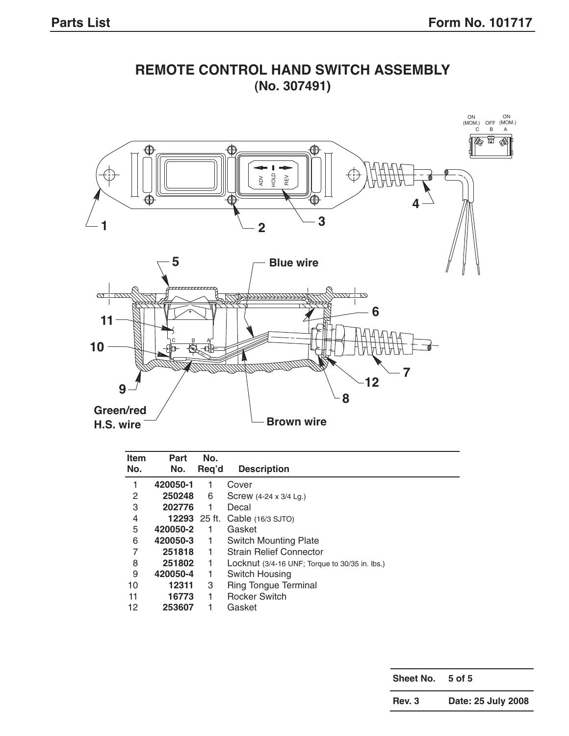# REMOTE CONTROL HAND SWITCH ASSEMBLY
## (No. 307491)

| Item No. | Part No. | No. Req'd | Description |
|---|---|---|---|
| 1 | **420050-1** | 1 | Cover |
| 2 | **250248** | 6 | Screw (4-24 x 3/4 Lg.) |
| 3 | **202776** | 1 | Decal |
| 4 | **12293** | 25 ft. | Cable (16/3 SJTO) |
| 5 | **420050-2** | 1 | Gasket |
| 6 | **420050-3** | 1 | Switch Mounting Plate |
| 7 | **251818** | 1 | Strain Relief Connector |
| 8 | **251802** | 1 | Locknut (3/4-16 UNF; Torque to 30/35 in. lbs.) |
| 9 | **420050-4** | 1 | Switch Housing |
| 10 | **12311** | 3 | Ring Tongue Terminal |
| 11 | **16773** | 1 | Rocker Switch |
| 12 | **253607** | 1 | Gasket |

| | |
|---|---|
| Sheet No. | 5 of 5 |
| Rev. 3 | Date: 25 July 2008 |